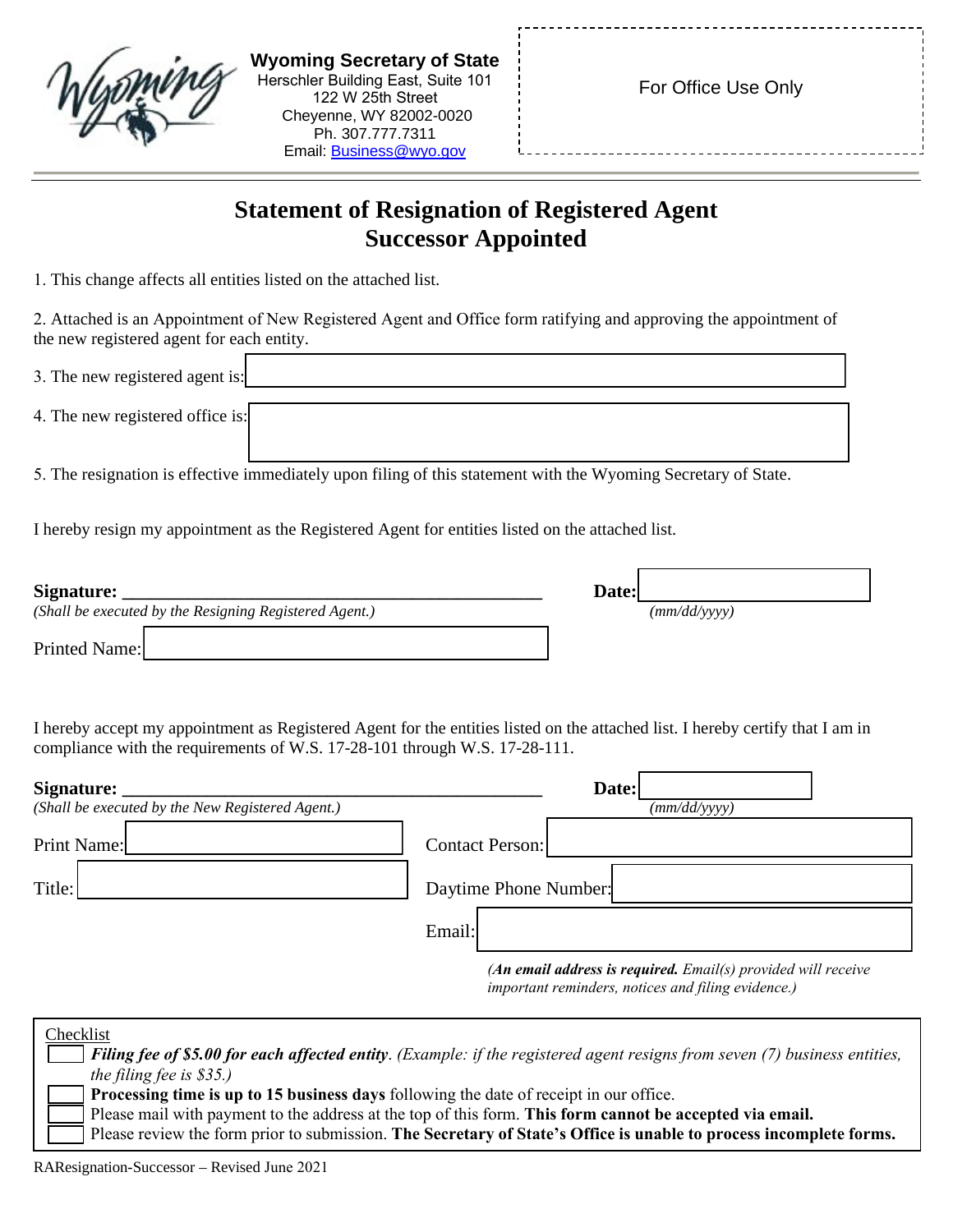**Wyoming Secretary of State**
Herschler Building East, Suite 101
122 W 25th Street
Cheyenne, WY 82002-0020
Ph. 307.777.7311
Email: Business@wyo.gov

For Office Use Only

# Statement of Resignation of Registered Agent
# Successor Appointed

1. This change affects all entities listed on the attached list.

2. Attached is an Appointment of New Registered Agent and Office form ratifying and approving the appointment of the new registered agent for each entity.

3. The new registered agent is: ______________________________

4. The new registered office is: ______________________________

5. The resignation is effective immediately upon filing of this statement with the Wyoming Secretary of State.

I hereby resign my appointment as the Registered Agent for entities listed on the attached list.

**Signature:** ______________________________ **Date:** ____________
*(Shall be executed by the Resigning Registered Agent.)* *(mm/dd/yyyy)*

Printed Name: ______________________________

I hereby accept my appointment as Registered Agent for the entities listed on the attached list. I hereby certify that I am in compliance with the requirements of W.S. 17-28-101 through W.S. 17-28-111.

**Signature:** ______________________________ **Date:** ____________
*(Shall be executed by the New Registered Agent.)* *(mm/dd/yyyy)*

Print Name: ______________________________ Contact Person: ______________________________

Title: ______________________________ Daytime Phone Number: ______________________________

Email: ______________________________

*(**An email address is required.** Email(s) provided will receive important reminders, notices and filing evidence.)*

Checklist

- [ ] ***Filing fee of $5.00 for each affected entity***. *(Example: if the registered agent resigns from seven (7) business entities, the filing fee is $35.)*
- [ ] **Processing time is up to 15 business days** following the date of receipt in our office.
- [ ] Please mail with payment to the address at the top of this form. **This form cannot be accepted via email.**
- [ ] Please review the form prior to submission. **The Secretary of State's Office is unable to process incomplete forms.**

RAResignation-Successor – Revised June 2021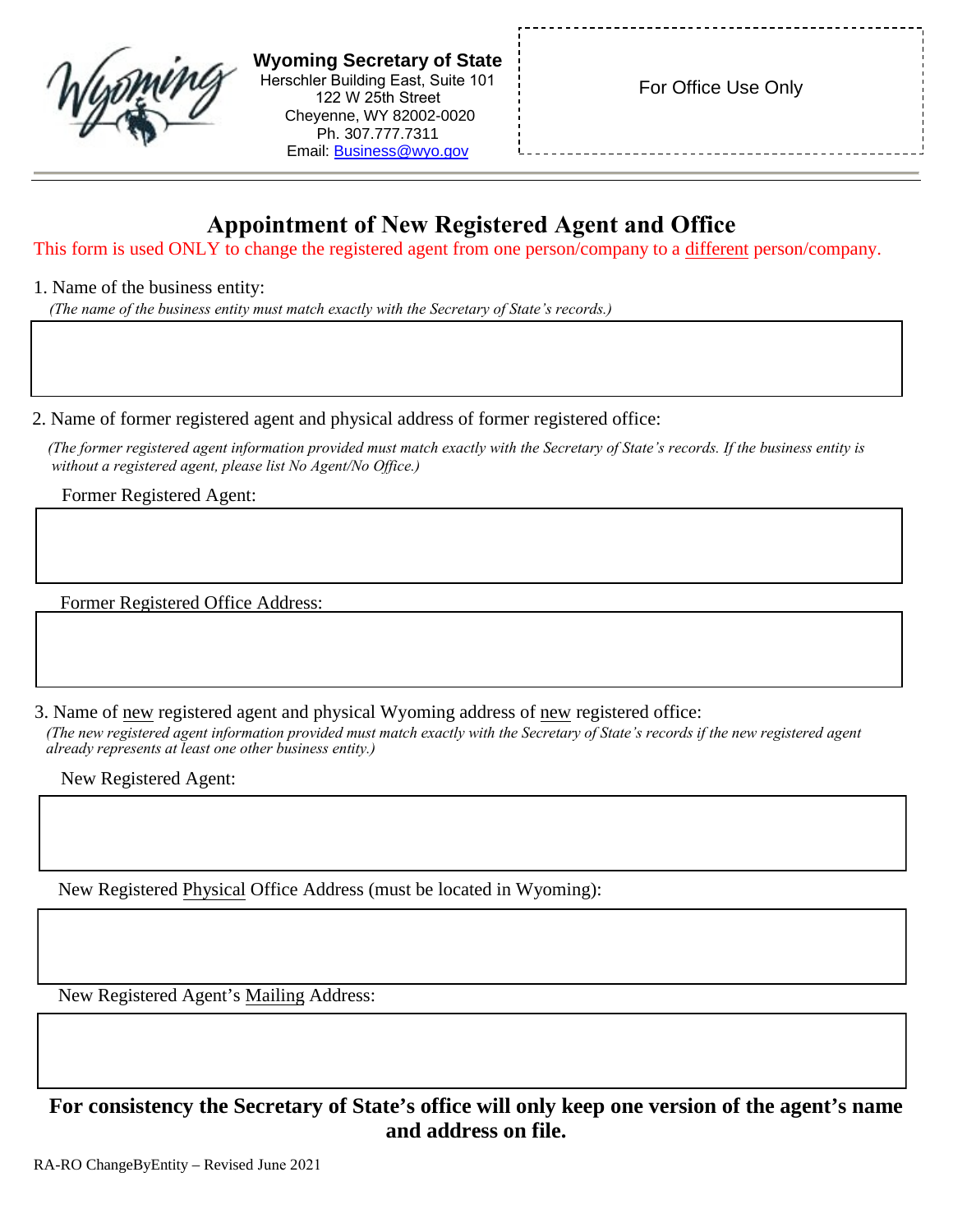**Wyoming Secretary of State**
Herschler Building East, Suite 101
122 W 25th Street
Cheyenne, WY 82002-0020
Ph. 307.777.7311
Email: Business@wyo.gov

For Office Use Only

# Appointment of New Registered Agent and Office

This form is used ONLY to change the registered agent from one person/company to a different person/company.

1. Name of the business entity:
*(The name of the business entity must match exactly with the Secretary of State's records.)*

2. Name of former registered agent and physical address of former registered office:
*(The former registered agent information provided must match exactly with the Secretary of State's records. If the business entity is without a registered agent, please list No Agent/No Office.)*

Former Registered Agent:

Former Registered Office Address:

3. Name of new registered agent and physical Wyoming address of new registered office:
*(The new registered agent information provided must match exactly with the Secretary of State's records if the new registered agent already represents at least one other business entity.)*

New Registered Agent:

New Registered Physical Office Address (must be located in Wyoming):

New Registered Agent's Mailing Address:

**For consistency the Secretary of State's office will only keep one version of the agent's name and address on file.**

RA-RO ChangeByEntity – Revised June 2021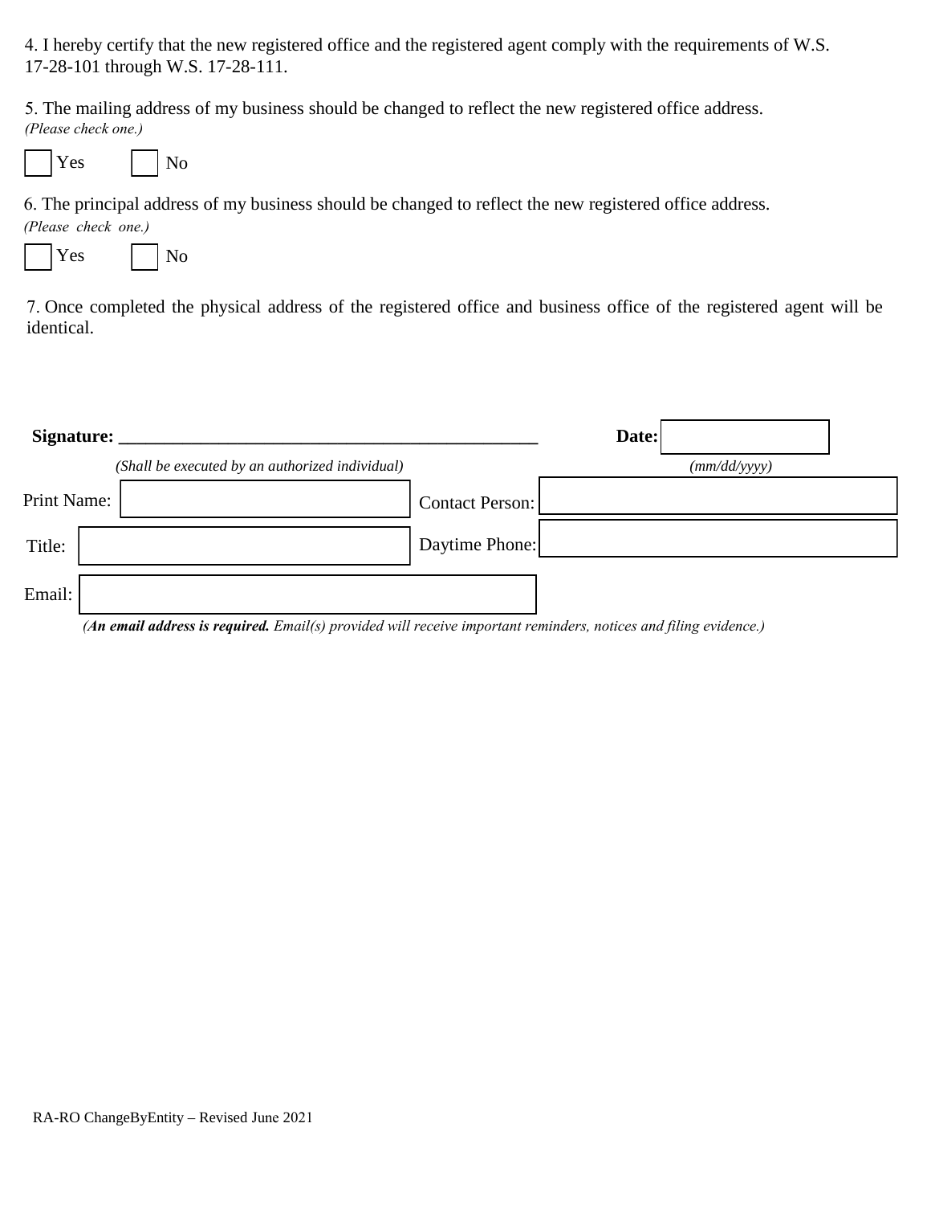4. I hereby certify that the new registered office and the registered agent comply with the requirements of W.S. 17-28-101 through W.S. 17-28-111.

5. The mailing address of my business should be changed to reflect the new registered office address.
*(Please check one.)*

☐ Yes ☐ No

6. The principal address of my business should be changed to reflect the new registered office address.
*(Please check one.)*

☐ Yes ☐ No

7. Once completed the physical address of the registered office and business office of the registered agent will be identical.

**Signature:** ______________________________________________ **Date:** __________
*(Shall be executed by an authorized individual)* *(mm/dd/yyyy)*

Print Name: __________ Contact Person: __________

Title: __________ Daytime Phone: __________

Email: __________

*(**An email address is required.** Email(s) provided will receive important reminders, notices and filing evidence.)*

RA-RO ChangeByEntity – Revised June 2021